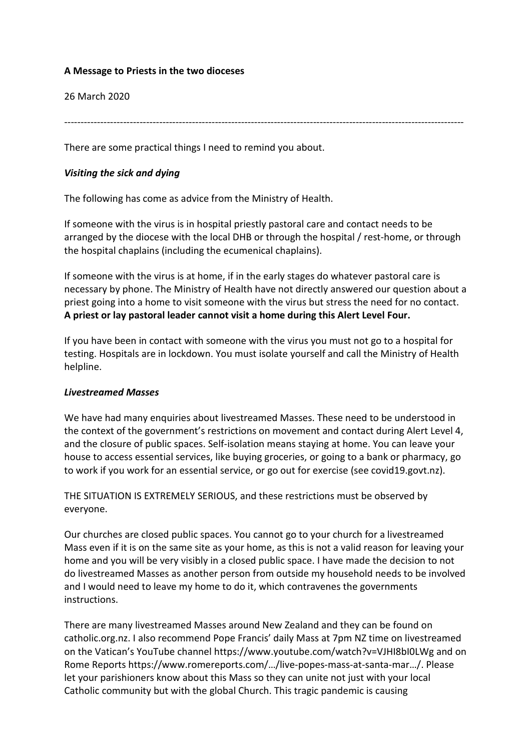**A Message to Priests in the two dioceses**

26 March 2020

---

There are some practical things I need to remind you about.

***Visiting the sick and dying***

The following has come as advice from the Ministry of Health.

If someone with the virus is in hospital priestly pastoral care and contact needs to be arranged by the diocese with the local DHB or through the hospital / rest-home, or through the hospital chaplains (including the ecumenical chaplains).

If someone with the virus is at home, if in the early stages do whatever pastoral care is necessary by phone. The Ministry of Health have not directly answered our question about a priest going into a home to visit someone with the virus but stress the need for no contact. **A priest or lay pastoral leader cannot visit a home during this Alert Level Four.**

If you have been in contact with someone with the virus you must not go to a hospital for testing. Hospitals are in lockdown. You must isolate yourself and call the Ministry of Health helpline.

***Livestreamed Masses***

We have had many enquiries about livestreamed Masses. These need to be understood in the context of the government's restrictions on movement and contact during Alert Level 4, and the closure of public spaces. Self-isolation means staying at home. You can leave your house to access essential services, like buying groceries, or going to a bank or pharmacy, go to work if you work for an essential service, or go out for exercise (see covid19.govt.nz).

THE SITUATION IS EXTREMELY SERIOUS, and these restrictions must be observed by everyone.

Our churches are closed public spaces. You cannot go to your church for a livestreamed Mass even if it is on the same site as your home, as this is not a valid reason for leaving your home and you will be very visibly in a closed public space. I have made the decision to not do livestreamed Masses as another person from outside my household needs to be involved and I would need to leave my home to do it, which contravenes the governments instructions.

There are many livestreamed Masses around New Zealand and they can be found on catholic.org.nz. I also recommend Pope Francis' daily Mass at 7pm NZ time on livestreamed on the Vatican's YouTube channel https://www.youtube.com/watch?v=VJHI8bI0LWg and on Rome Reports https://www.romereports.com/…/live-popes-mass-at-santa-mar…/. Please let your parishioners know about this Mass so they can unite not just with your local Catholic community but with the global Church. This tragic pandemic is causing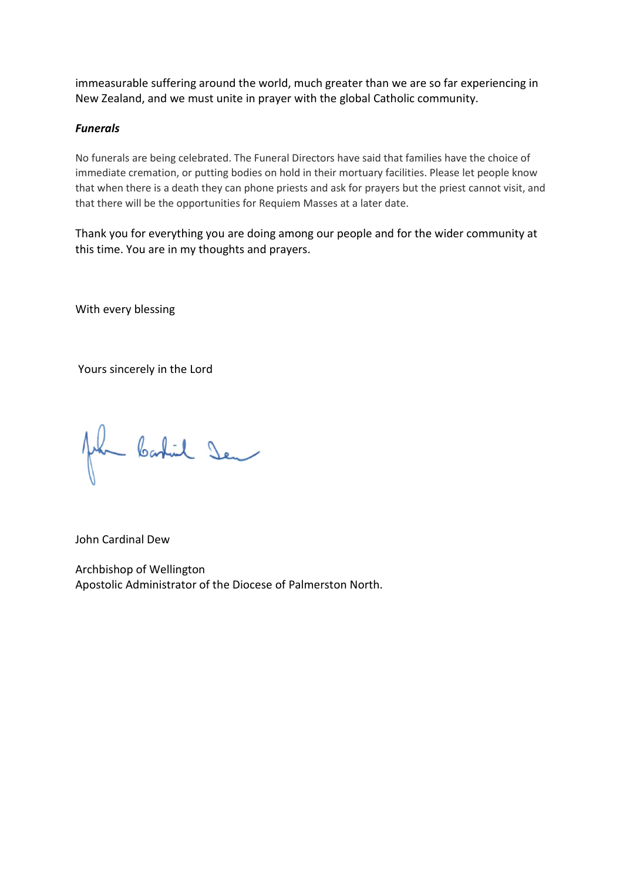immeasurable suffering around the world, much greater than we are so far experiencing in New Zealand, and we must unite in prayer with the global Catholic community.

***Funerals***

No funerals are being celebrated. The Funeral Directors have said that families have the choice of immediate cremation, or putting bodies on hold in their mortuary facilities. Please let people know that when there is a death they can phone priests and ask for prayers but the priest cannot visit, and that there will be the opportunities for Requiem Masses at a later date.

Thank you for everything you are doing among our people and for the wider community at this time. You are in my thoughts and prayers.

With every blessing

Yours sincerely in the Lord

John Cardinal Dew

Archbishop of Wellington
Apostolic Administrator of the Diocese of Palmerston North.